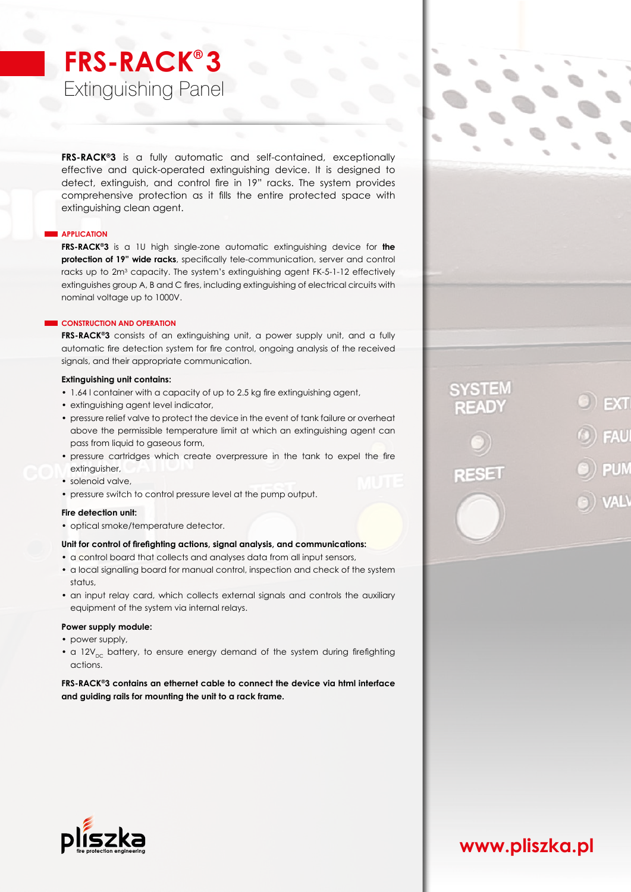# FRS-RACK® 3
## Extinguishing Panel

**FRS-RACK®3** is a fully automatic and self-contained, exceptionally effective and quick-operated extinguishing device. It is designed to detect, extinguish, and control fire in 19" racks. The system provides comprehensive protection as it fills the entire protected space with extinguishing clean agent.

### APPLICATION

**FRS-RACK®3** is a 1U high single-zone automatic extinguishing device for **the protection of 19" wide racks**, specifically tele-communication, server and control racks up to 2m³ capacity. The system's extinguishing agent FK-5-1-12 effectively extinguishes group A, B and C fires, including extinguishing of electrical circuits with nominal voltage up to 1000V.

### CONSTRUCTION AND OPERATION

**FRS-RACK®3** consists of an extinguishing unit, a power supply unit, and a fully automatic fire detection system for fire control, ongoing analysis of the received signals, and their appropriate communication.

**Extinguishing unit contains:**

- 1.64 l container with a capacity of up to 2.5 kg fire extinguishing agent,
- extinguishing agent level indicator,
- pressure relief valve to protect the device in the event of tank failure or overheat above the permissible temperature limit at which an extinguishing agent can pass from liquid to gaseous form,
- pressure cartridges which create overpressure in the tank to expel the fire extinguisher,
- solenoid valve,
- pressure switch to control pressure level at the pump output.

**Fire detection unit:**

- optical smoke/temperature detector.

**Unit for control of firefighting actions, signal analysis, and communications:**

- a control board that collects and analyses data from all input sensors,
- a local signalling board for manual control, inspection and check of the system status,
- an input relay card, which collects external signals and controls the auxiliary equipment of the system via internal relays.

**Power supply module:**

- power supply,
- a $12V_{DC}$ battery, to ensure energy demand of the system during firefighting actions.

**FRS-RACK®3 contains an ethernet cable to connect the device via html interface and guiding rails for mounting the unit to a rack frame.**

pliszka fire protection engineering

www.pliszka.pl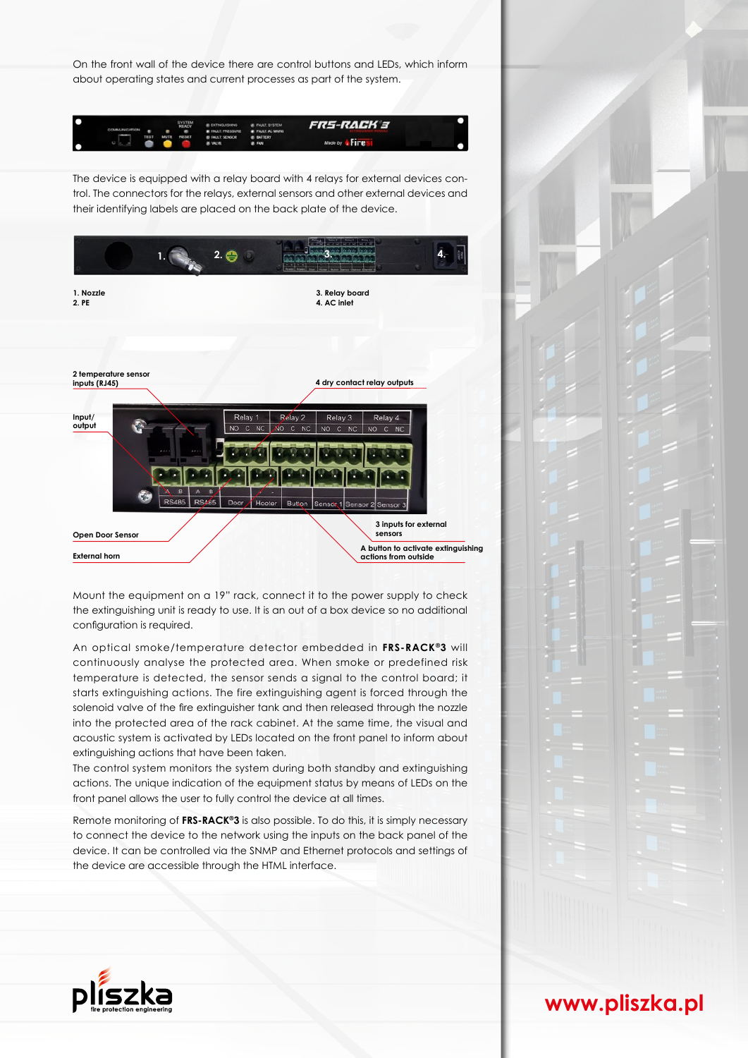On the front wall of the device there are control buttons and LEDs, which inform about operating states and current processes as part of the system.

The device is equipped with a relay board with 4 relays for external devices control. The connectors for the relays, external sensors and other external devices and their identifying labels are placed on the back plate of the device.

1. Nozzle
2. PE
3. Relay board
4. AC inlet

2 temperature sensor inputs (RJ45)

4 dry contact relay outputs

Input/output

Open Door Sensor

External horn

3 inputs for external sensors

A button to activate extinguishing actions from outside

Mount the equipment on a 19" rack, connect it to the power supply to check the extinguishing unit is ready to use. It is an out of a box device so no additional configuration is required.

An optical smoke/temperature detector embedded in **FRS-RACK®3** will continuously analyse the protected area. When smoke or predefined risk temperature is detected, the sensor sends a signal to the control board; it starts extinguishing actions. The fire extinguishing agent is forced through the solenoid valve of the fire extinguisher tank and then released through the nozzle into the protected area of the rack cabinet. At the same time, the visual and acoustic system is activated by LEDs located on the front panel to inform about extinguishing actions that have been taken.
The control system monitors the system during both standby and extinguishing actions. The unique indication of the equipment status by means of LEDs on the front panel allows the user to fully control the device at all times.

Remote monitoring of **FRS-RACK®3** is also possible. To do this, it is simply necessary to connect the device to the network using the inputs on the back panel of the device. It can be controlled via the SNMP and Ethernet protocols and settings of the device are accessible through the HTML interface.

pliszka fire protection engineering

www.pliszka.pl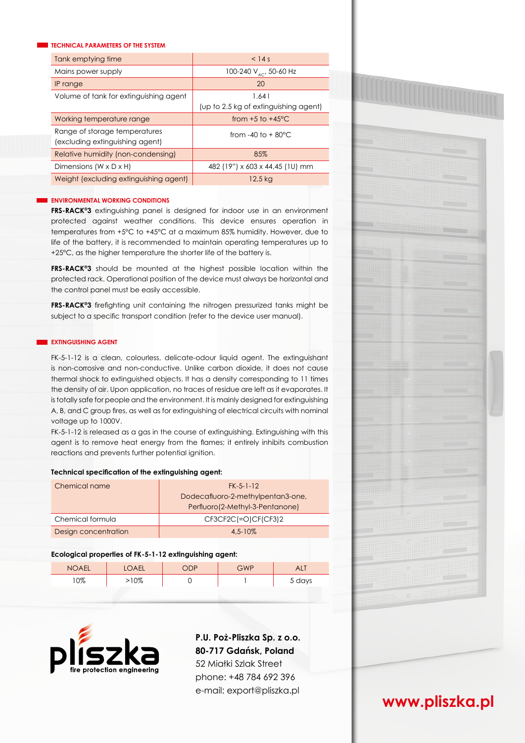## TECHNICAL PARAMETERS OF THE SYSTEM

| | |
|---|---|
| Tank emptying time | < 14 s |
| Mains power supply | 100-240 $V_{AC}$, 50-60 Hz |
| IP range | 20 |
| Volume of tank for extinguishing agent | 1.64 l (up to 2.5 kg of extinguishing agent) |
| Working temperature range | from +5 to +45°C |
| Range of storage temperatures (excluding extinguishing agent) | from -40 to + 80°C |
| Relative humidity (non-condensing) | 85% |
| Dimensions (W x D x H) | 482 (19") x 603 x 44,45 (1U) mm |
| Weight (excluding extinguishing agent) | 12,5 kg |

## ENVIRONMENTAL WORKING CONDITIONS

**FRS-RACK®3** extinguishing panel is designed for indoor use in an environment protected against weather conditions. This device ensures operation in temperatures from +5°C to +45°C at a maximum 85% humidity. However, due to life of the battery, it is recommended to maintain operating temperatures up to +25°C, as the higher temperature the shorter life of the battery is.

**FRS-RACK®3** should be mounted at the highest possible location within the protected rack. Operational position of the device must always be horizontal and the control panel must be easily accessible.

**FRS-RACK®3** firefighting unit containing the nitrogen pressurized tanks might be subject to a specific transport condition (refer to the device user manual).

## EXTINGUISHING AGENT

FK-5-1-12 is a clean, colourless, delicate-odour liquid agent. The extinguishant is non-corrosive and non-conductive. Unlike carbon dioxide, it does not cause thermal shock to extinguished objects. It has a density corresponding to 11 times the density of air. Upon application, no traces of residue are left as it evaporates. It is totally safe for people and the environment. It is mainly designed for extinguishing A, B, and C group fires, as well as for extinguishing of electrical circuits with nominal voltage up to 1000V.

FK-5-1-12 is released as a gas in the course of extinguishing. Extinguishing with this agent is to remove heat energy from the flames; it entirely inhibits combustion reactions and prevents further potential ignition.

**Technical specification of the extinguishing agent:**

| | |
|---|---|
| Chemical name | FK-5-1-12 Dodecafluoro-2-methylpentan3-one, Perfluoro(2-Methyl-3-Pentanone) |
| Chemical formula | CF3CF2C(=O)CF(CF3)2 |
| Design concentration | 4,5-10% |

**Ecological properties of FK-5-1-12 extinguishing agent:**

| NOAEL | LOAEL | ODP | GWP | ALT |
|---|---|---|---|---|
| 10% | >10% | 0 | 1 | 5 days |

pliszka fire protection engineering

**P.U. Poż-Pliszka Sp. z o.o.**
**80-717 Gdańsk, Poland**
52 Miałki Szlak Street
phone: +48 784 692 396
e-mail: export@pliszka.pl

**www.pliszka.pl**